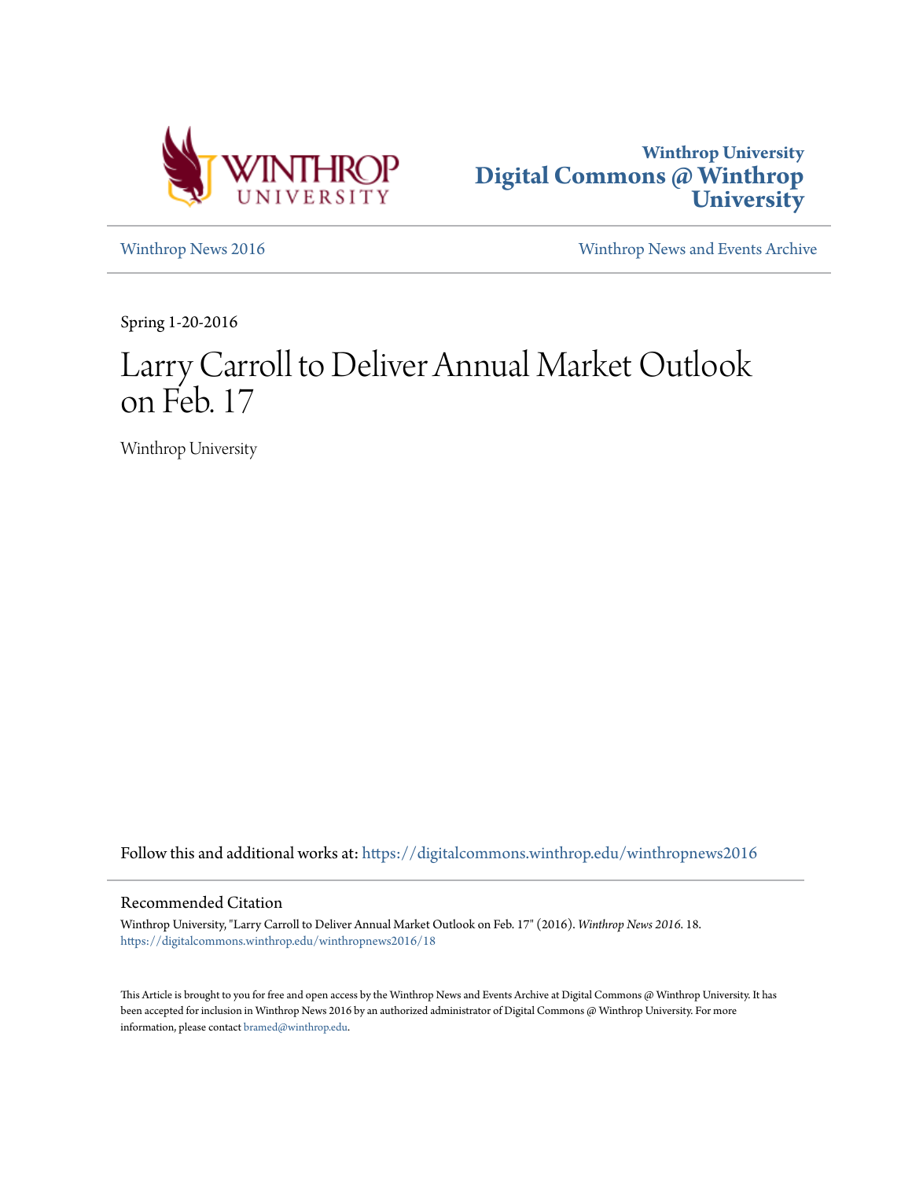Winthrop University
**Digital Commons @ Winthrop University**

Winthrop News 2016

Winthrop News and Events Archive

Spring 1-20-2016

# Larry Carroll to Deliver Annual Market Outlook on Feb. 17

Winthrop University

Follow this and additional works at: https://digitalcommons.winthrop.edu/winthropnews2016

## Recommended Citation

Winthrop University, "Larry Carroll to Deliver Annual Market Outlook on Feb. 17" (2016). *Winthrop News 2016*. 18.
https://digitalcommons.winthrop.edu/winthropnews2016/18

This Article is brought to you for free and open access by the Winthrop News and Events Archive at Digital Commons @ Winthrop University. It has been accepted for inclusion in Winthrop News 2016 by an authorized administrator of Digital Commons @ Winthrop University. For more information, please contact bramed@winthrop.edu.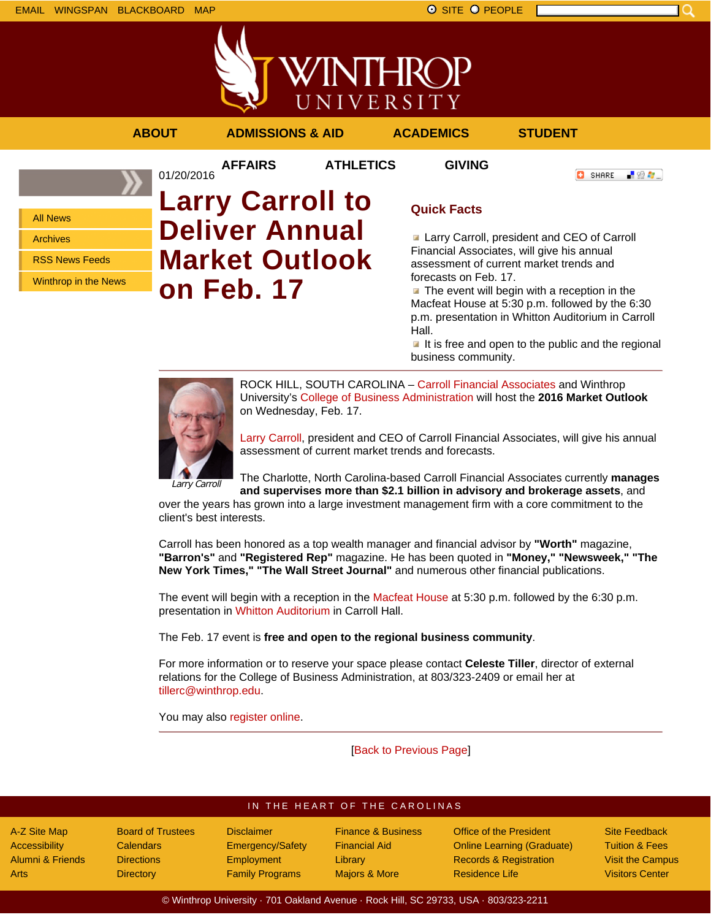EMAIL WINGSPAN BLACKBOARD MAP

SITE PEOPLE

WINTHROP UNIVERSITY

ABOUT ADMISSIONS & AID ACADEMICS STUDENT AFFAIRS ATHLETICS GIVING

- All News
- Archives
- RSS News Feeds
- Winthrop in the News

01/20/2016

# Larry Carroll to Deliver Annual Market Outlook on Feb. 17

SHARE

## Quick Facts

- Larry Carroll, president and CEO of Carroll Financial Associates, will give his annual assessment of current market trends and forecasts on Feb. 17.
- The event will begin with a reception in the Macfeat House at 5:30 p.m. followed by the 6:30 p.m. presentation in Whitton Auditorium in Carroll Hall.
- It is free and open to the public and the regional business community.

---

*Larry Carroll*

ROCK HILL, SOUTH CAROLINA – Carroll Financial Associates and Winthrop University's College of Business Administration will host the **2016 Market Outlook** on Wednesday, Feb. 17.

Larry Carroll, president and CEO of Carroll Financial Associates, will give his annual assessment of current market trends and forecasts.

The Charlotte, North Carolina-based Carroll Financial Associates currently **manages and supervises more than $2.1 billion in advisory and brokerage assets**, and over the years has grown into a large investment management firm with a core commitment to the client's best interests.

Carroll has been honored as a top wealth manager and financial advisor by **"Worth"** magazine, **"Barron's"** and **"Registered Rep"** magazine. He has been quoted in **"Money," "Newsweek," "The New York Times," "The Wall Street Journal"** and numerous other financial publications.

The event will begin with a reception in the Macfeat House at 5:30 p.m. followed by the 6:30 p.m. presentation in Whitton Auditorium in Carroll Hall.

The Feb. 17 event is **free and open to the regional business community**.

For more information or to reserve your space please contact **Celeste Tiller**, director of external relations for the College of Business Administration, at 803/323-2409 or email her at tillerc@winthrop.edu.

You may also register online.

---

[Back to Previous Page]

IN THE HEART OF THE CAROLINAS

| | | | | | |
|---|---|---|---|---|---|
| A-Z Site Map | Board of Trustees | Disclaimer | Finance & Business | Office of the President | Site Feedback |
| Accessibility | Calendars | Emergency/Safety | Financial Aid | Online Learning (Graduate) | Tuition & Fees |
| Alumni & Friends | Directions | Employment | Library | Records & Registration | Visit the Campus |
| Arts | Directory | Family Programs | Majors & More | Residence Life | Visitors Center |

© Winthrop University · 701 Oakland Avenue · Rock Hill, SC 29733, USA · 803/323-2211